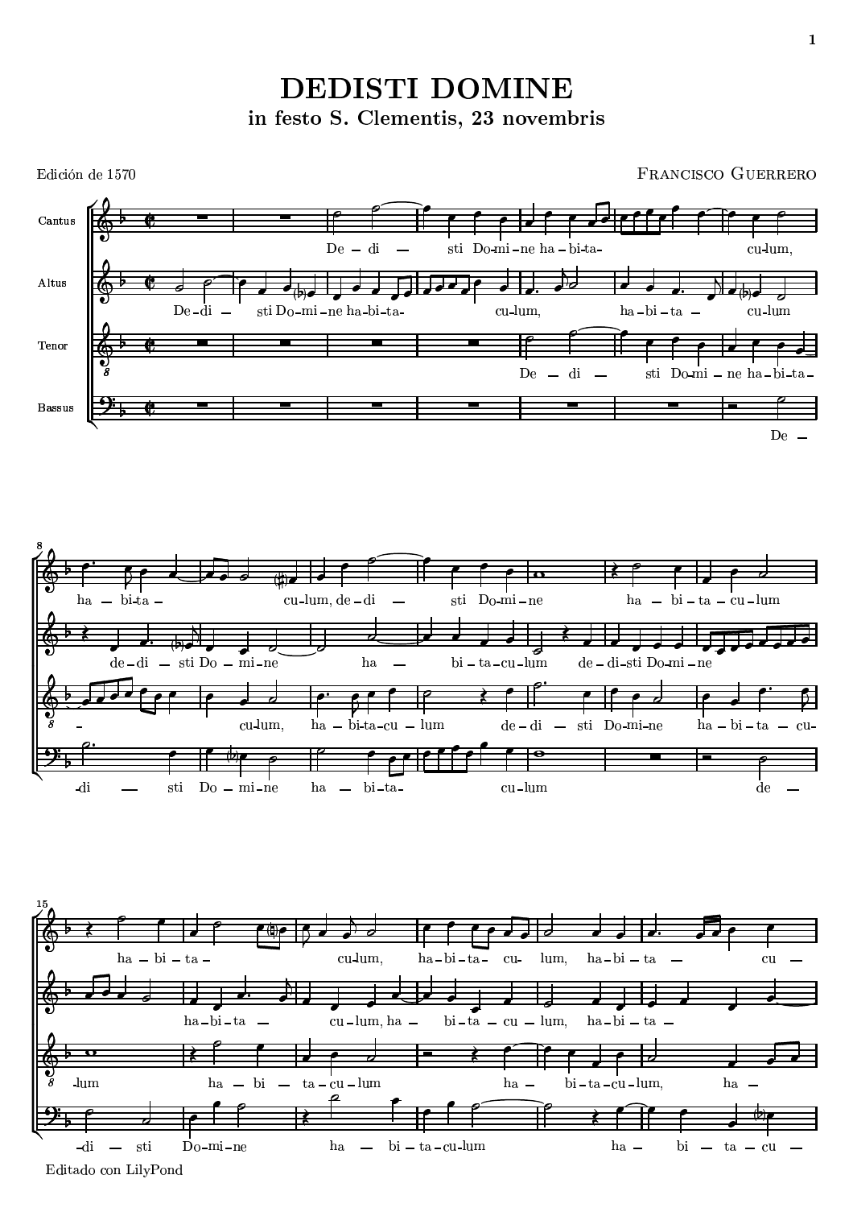# DEDISTI DOMINE

## in festo S. Clementis, 23 novembris

Edición de 1570

Francisco Guerrero

Editado con LilyPond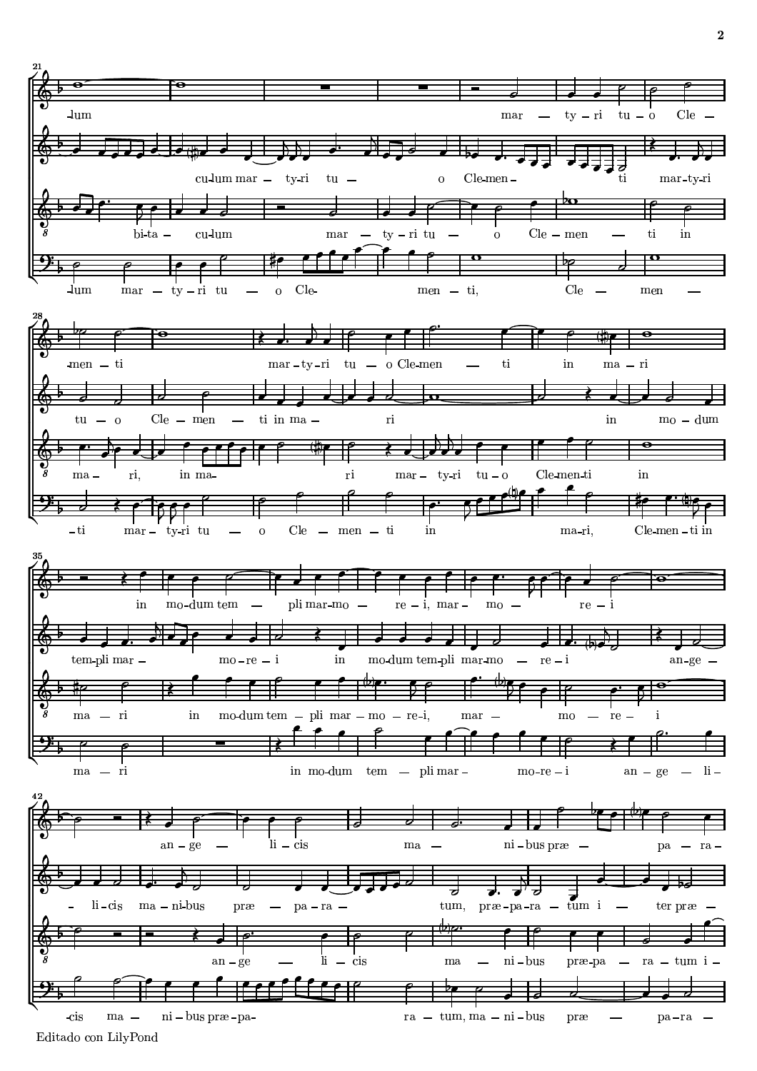**21**

- -lum mar — ty-ri tu-o Cle —
- cu-lum mar — ty-ri tu — o Cle-men — ti mar-ty-ri
- bi-ta — cu-lum mar — ty-ri tu — o Cle — men — ti in
- -lum mar — ty-ri tu — o Cle- men — ti, Cle — men —

**28**

- -men — ti mar-ty-ri tu — o Cle-men — ti in ma — ri
- tu — o Cle — men — ti in ma — ri in mo — dum
- ma — ri, in ma — ri mar — ty-ri tu-o Cle-men-ti in
- -ti mar — ty-ri tu — o Cle — men — ti in ma-ri, Cle-men-ti in

**35**

- in mo-dum tem — pli mar-mo — re-i, mar — mo — re — i
- tem-pli mar — mo-re — i in mo-dum tem-pli mar-mo — re — i an-ge —
- ma — ri in mo-dum tem — pli mar — mo — re-i, mar — mo — re — i
- ma — ri in mo-dum tem — pli mar — mo-re — i an — ge — li-

**42**

- an-ge — li-cis ma — ni-bus præ — pa — ra —
- - li-cis ma-ni-bus præ — pa-ra — tum, præ-pa-ra — tum i — ter præ —
- an-ge — li — cis ma — ni-bus præ-pa — ra — tum i —
- -cis ma — ni-bus præ-pa- ra — tum, ma — ni-bus præ — pa-ra —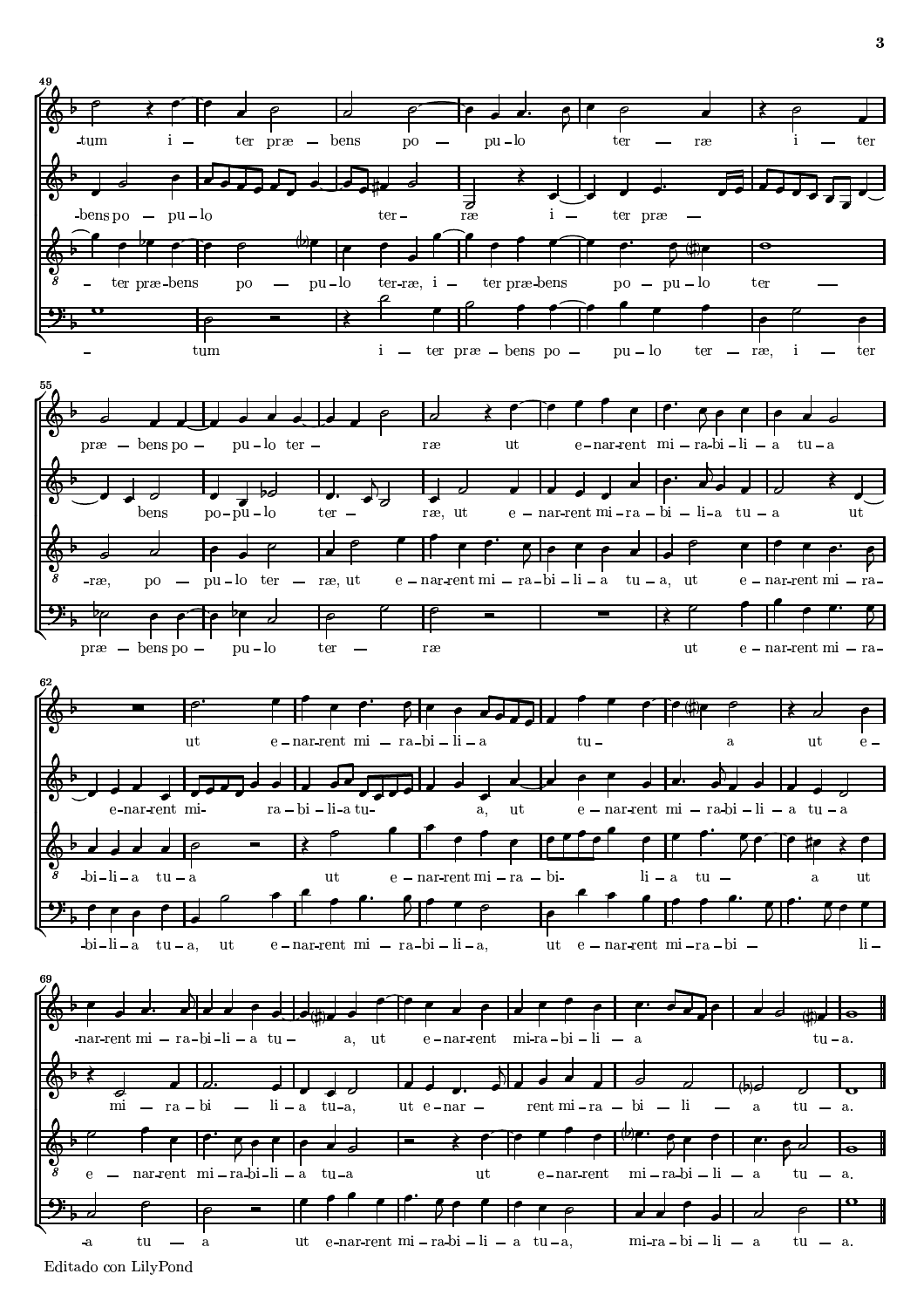Editado con LilyPond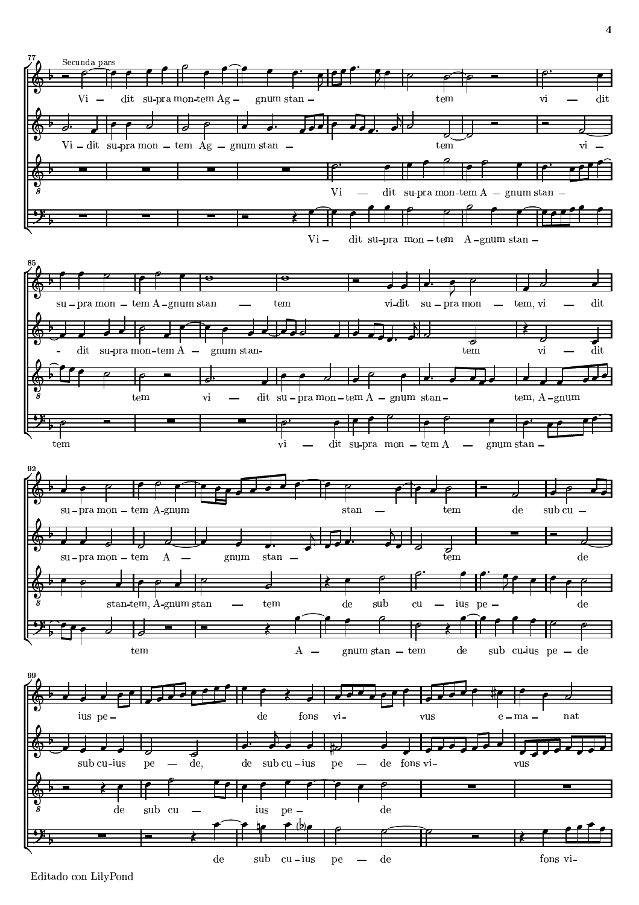Secunda pars

**mm. 77–84**

Vi — dit su-pra mon-tem Ag — gnum stan — tem vi — dit

Vi — dit su-pra mon — tem Ag — gnum stan — tem vi —

Vi — dit su-pra mon-tem A — gnum stan —

Vi — dit su-pra mon — tem A — gnum stan —

**mm. 85–91**

su — pra mon — tem A — gnum stan — tem vi-dit su — pra mon — tem, vi — dit

- dit su-pra mon-tem A — gnum stan- tem vi — dit

tem vi — dit su — pra mon — tem A — gnum stan — tem, A — gnum

tem vi — dit su-pra mon — tem A — gnum stan —

**mm. 92–98**

su — pra mon — tem A-gnum stan — tem de sub cu —

su — pra mon — tem A — gnum stan — tem de

stan-tem, A-gnum stan — tem de sub cu — ius pe — de

tem A — gnum stan — tem de sub cu-ius pe — de

**mm. 99–**

ius pe — de fons vi- vus e — ma — nat

sub cu-ius pe — de, de sub cu — ius pe — de fons vi- vus

de sub cu — ius pe — de

de sub cu — ius pe — de fons vi-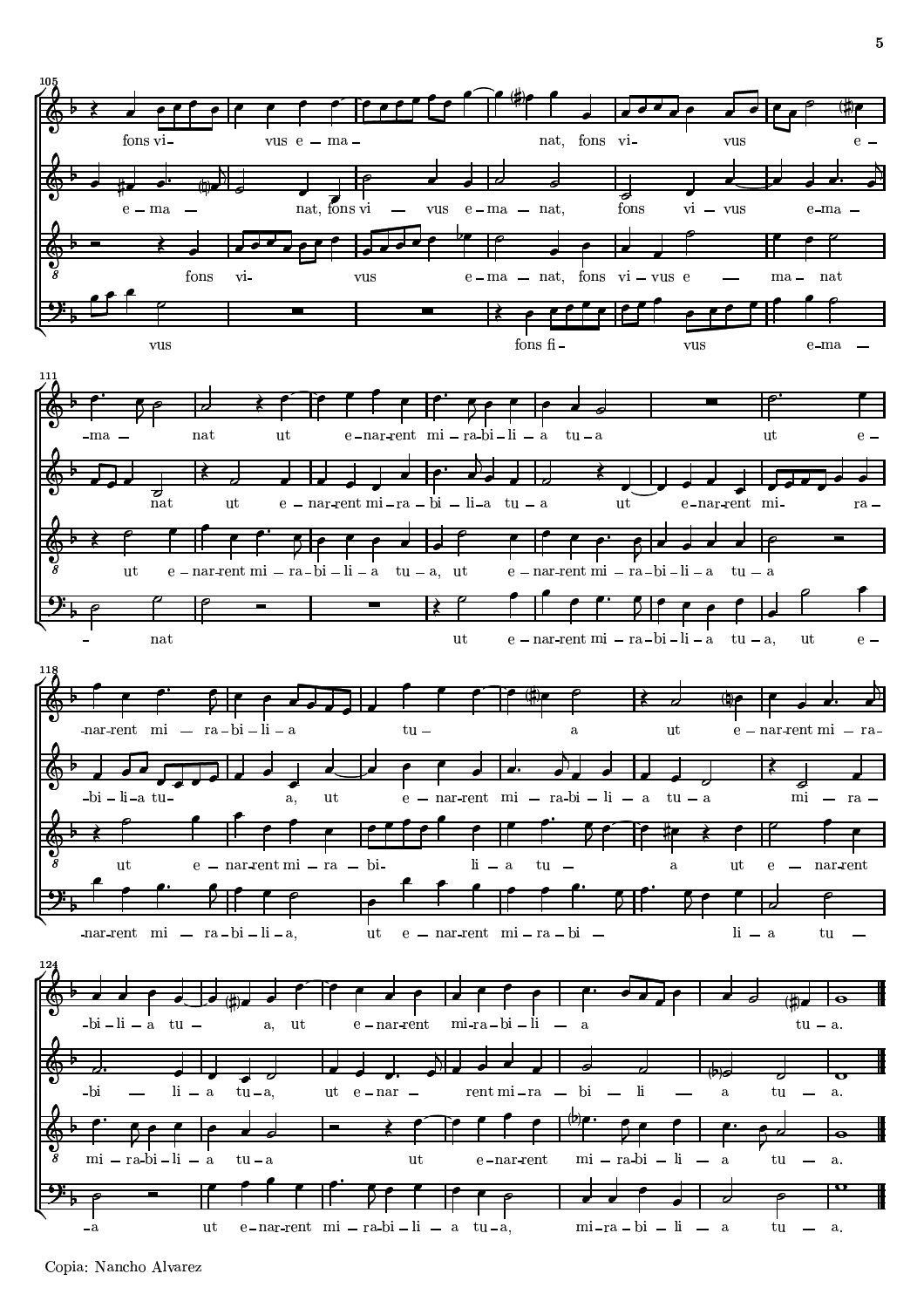Copia: Nancho Alvarez